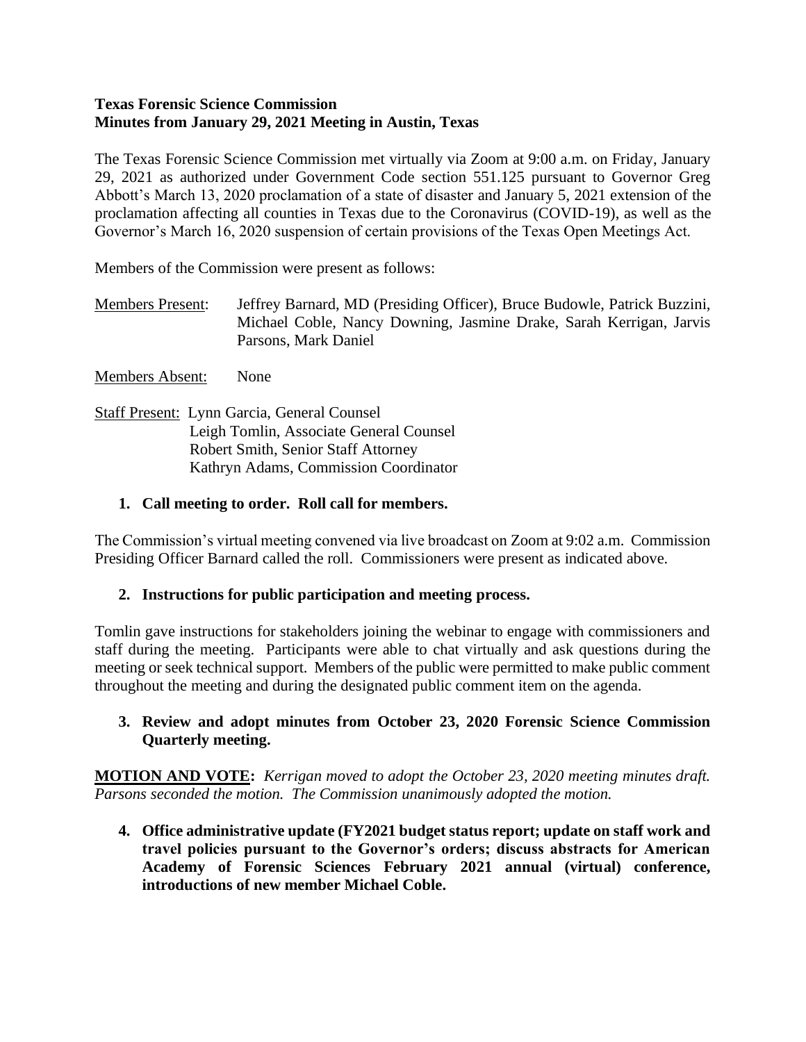**Texas Forensic Science Commission**
**Minutes from January 29, 2021 Meeting in Austin, Texas**

The Texas Forensic Science Commission met virtually via Zoom at 9:00 a.m. on Friday, January 29, 2021 as authorized under Government Code section 551.125 pursuant to Governor Greg Abbott's March 13, 2020 proclamation of a state of disaster and January 5, 2021 extension of the proclamation affecting all counties in Texas due to the Coronavirus (COVID-19), as well as the Governor's March 16, 2020 suspension of certain provisions of the Texas Open Meetings Act.

Members of the Commission were present as follows:

Members Present: Jeffrey Barnard, MD (Presiding Officer), Bruce Budowle, Patrick Buzzini, Michael Coble, Nancy Downing, Jasmine Drake, Sarah Kerrigan, Jarvis Parsons, Mark Daniel

Members Absent: None

Staff Present: Lynn Garcia, General Counsel
Leigh Tomlin, Associate General Counsel
Robert Smith, Senior Staff Attorney
Kathryn Adams, Commission Coordinator

1. **Call meeting to order. Roll call for members.**

The Commission's virtual meeting convened via live broadcast on Zoom at 9:02 a.m. Commission Presiding Officer Barnard called the roll. Commissioners were present as indicated above.

2. **Instructions for public participation and meeting process.**

Tomlin gave instructions for stakeholders joining the webinar to engage with commissioners and staff during the meeting. Participants were able to chat virtually and ask questions during the meeting or seek technical support. Members of the public were permitted to make public comment throughout the meeting and during the designated public comment item on the agenda.

3. **Review and adopt minutes from October 23, 2020 Forensic Science Commission Quarterly meeting.**

**MOTION AND VOTE:** *Kerrigan moved to adopt the October 23, 2020 meeting minutes draft. Parsons seconded the motion. The Commission unanimously adopted the motion.*

4. **Office administrative update (FY2021 budget status report; update on staff work and travel policies pursuant to the Governor's orders; discuss abstracts for American Academy of Forensic Sciences February 2021 annual (virtual) conference, introductions of new member Michael Coble.**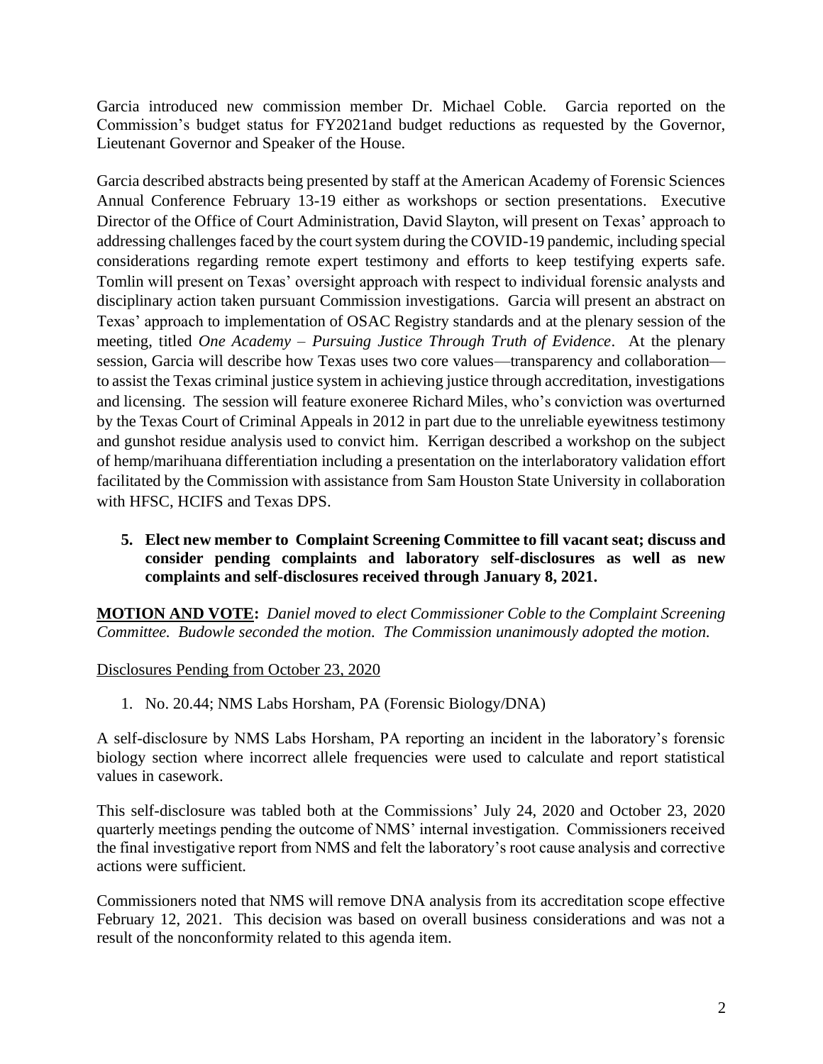Garcia introduced new commission member Dr. Michael Coble. Garcia reported on the Commission's budget status for FY2021and budget reductions as requested by the Governor, Lieutenant Governor and Speaker of the House.

Garcia described abstracts being presented by staff at the American Academy of Forensic Sciences Annual Conference February 13-19 either as workshops or section presentations. Executive Director of the Office of Court Administration, David Slayton, will present on Texas' approach to addressing challenges faced by the court system during the COVID-19 pandemic, including special considerations regarding remote expert testimony and efforts to keep testifying experts safe. Tomlin will present on Texas' oversight approach with respect to individual forensic analysts and disciplinary action taken pursuant Commission investigations. Garcia will present an abstract on Texas' approach to implementation of OSAC Registry standards and at the plenary session of the meeting, titled *One Academy – Pursuing Justice Through Truth of Evidence*. At the plenary session, Garcia will describe how Texas uses two core values—transparency and collaboration—to assist the Texas criminal justice system in achieving justice through accreditation, investigations and licensing. The session will feature exoneree Richard Miles, who's conviction was overturned by the Texas Court of Criminal Appeals in 2012 in part due to the unreliable eyewitness testimony and gunshot residue analysis used to convict him. Kerrigan described a workshop on the subject of hemp/marihuana differentiation including a presentation on the interlaboratory validation effort facilitated by the Commission with assistance from Sam Houston State University in collaboration with HFSC, HCIFS and Texas DPS.

**5. Elect new member to Complaint Screening Committee to fill vacant seat; discuss and consider pending complaints and laboratory self-disclosures as well as new complaints and self-disclosures received through January 8, 2021.**

**MOTION AND VOTE:** *Daniel moved to elect Commissioner Coble to the Complaint Screening Committee. Budowle seconded the motion. The Commission unanimously adopted the motion.*

Disclosures Pending from October 23, 2020

1. No. 20.44; NMS Labs Horsham, PA (Forensic Biology/DNA)

A self-disclosure by NMS Labs Horsham, PA reporting an incident in the laboratory's forensic biology section where incorrect allele frequencies were used to calculate and report statistical values in casework.

This self-disclosure was tabled both at the Commissions' July 24, 2020 and October 23, 2020 quarterly meetings pending the outcome of NMS' internal investigation. Commissioners received the final investigative report from NMS and felt the laboratory's root cause analysis and corrective actions were sufficient.

Commissioners noted that NMS will remove DNA analysis from its accreditation scope effective February 12, 2021. This decision was based on overall business considerations and was not a result of the nonconformity related to this agenda item.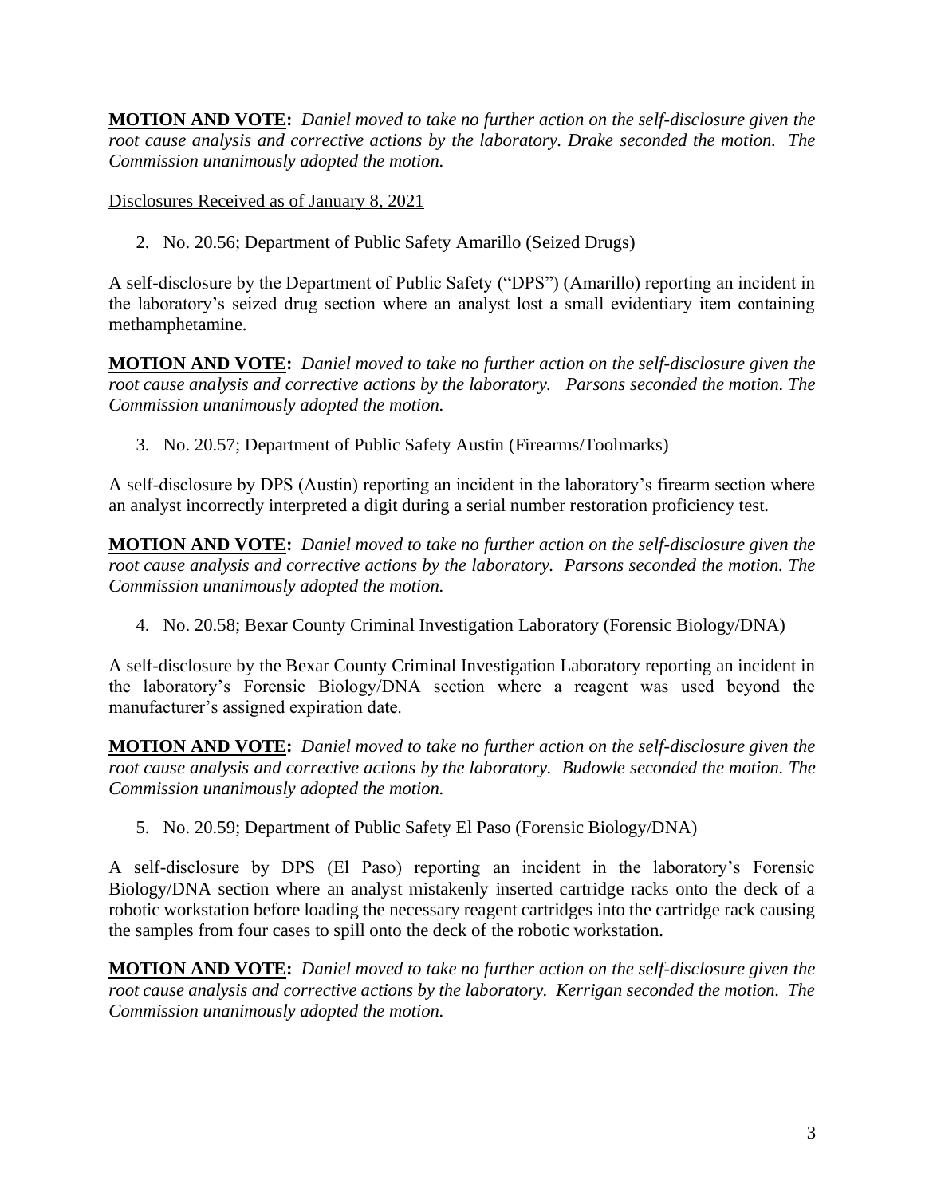**MOTION AND VOTE:** *Daniel moved to take no further action on the self-disclosure given the root cause analysis and corrective actions by the laboratory. Drake seconded the motion. The Commission unanimously adopted the motion.*

Disclosures Received as of January 8, 2021

2. No. 20.56; Department of Public Safety Amarillo (Seized Drugs)

A self-disclosure by the Department of Public Safety ("DPS") (Amarillo) reporting an incident in the laboratory's seized drug section where an analyst lost a small evidentiary item containing methamphetamine.

**MOTION AND VOTE:** *Daniel moved to take no further action on the self-disclosure given the root cause analysis and corrective actions by the laboratory. Parsons seconded the motion. The Commission unanimously adopted the motion.*

3. No. 20.57; Department of Public Safety Austin (Firearms/Toolmarks)

A self-disclosure by DPS (Austin) reporting an incident in the laboratory's firearm section where an analyst incorrectly interpreted a digit during a serial number restoration proficiency test.

**MOTION AND VOTE:** *Daniel moved to take no further action on the self-disclosure given the root cause analysis and corrective actions by the laboratory. Parsons seconded the motion. The Commission unanimously adopted the motion.*

4. No. 20.58; Bexar County Criminal Investigation Laboratory (Forensic Biology/DNA)

A self-disclosure by the Bexar County Criminal Investigation Laboratory reporting an incident in the laboratory's Forensic Biology/DNA section where a reagent was used beyond the manufacturer's assigned expiration date.

**MOTION AND VOTE:** *Daniel moved to take no further action on the self-disclosure given the root cause analysis and corrective actions by the laboratory. Budowle seconded the motion. The Commission unanimously adopted the motion.*

5. No. 20.59; Department of Public Safety El Paso (Forensic Biology/DNA)

A self-disclosure by DPS (El Paso) reporting an incident in the laboratory's Forensic Biology/DNA section where an analyst mistakenly inserted cartridge racks onto the deck of a robotic workstation before loading the necessary reagent cartridges into the cartridge rack causing the samples from four cases to spill onto the deck of the robotic workstation.

**MOTION AND VOTE:** *Daniel moved to take no further action on the self-disclosure given the root cause analysis and corrective actions by the laboratory. Kerrigan seconded the motion. The Commission unanimously adopted the motion.*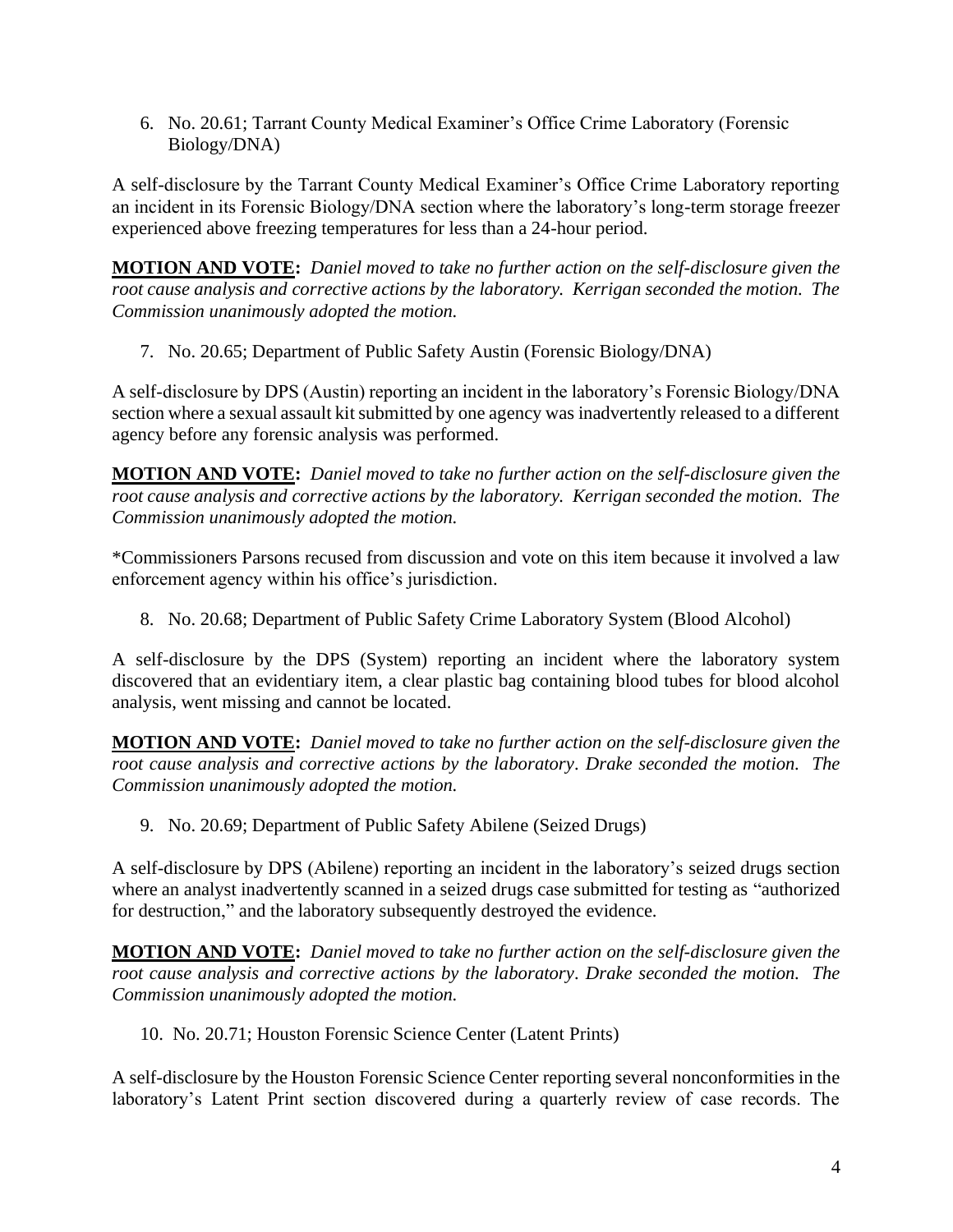6. No. 20.61; Tarrant County Medical Examiner's Office Crime Laboratory (Forensic Biology/DNA)

A self-disclosure by the Tarrant County Medical Examiner's Office Crime Laboratory reporting an incident in its Forensic Biology/DNA section where the laboratory's long-term storage freezer experienced above freezing temperatures for less than a 24-hour period.

**MOTION AND VOTE:** *Daniel moved to take no further action on the self-disclosure given the root cause analysis and corrective actions by the laboratory. Kerrigan seconded the motion. The Commission unanimously adopted the motion.*

7. No. 20.65; Department of Public Safety Austin (Forensic Biology/DNA)

A self-disclosure by DPS (Austin) reporting an incident in the laboratory's Forensic Biology/DNA section where a sexual assault kit submitted by one agency was inadvertently released to a different agency before any forensic analysis was performed.

**MOTION AND VOTE:** *Daniel moved to take no further action on the self-disclosure given the root cause analysis and corrective actions by the laboratory. Kerrigan seconded the motion. The Commission unanimously adopted the motion.*

*Commissioners Parsons recused from discussion and vote on this item because it involved a law enforcement agency within his office's jurisdiction.

8. No. 20.68; Department of Public Safety Crime Laboratory System (Blood Alcohol)

A self-disclosure by the DPS (System) reporting an incident where the laboratory system discovered that an evidentiary item, a clear plastic bag containing blood tubes for blood alcohol analysis, went missing and cannot be located.

**MOTION AND VOTE:** *Daniel moved to take no further action on the self-disclosure given the root cause analysis and corrective actions by the laboratory. Drake seconded the motion. The Commission unanimously adopted the motion.*

9. No. 20.69; Department of Public Safety Abilene (Seized Drugs)

A self-disclosure by DPS (Abilene) reporting an incident in the laboratory's seized drugs section where an analyst inadvertently scanned in a seized drugs case submitted for testing as "authorized for destruction," and the laboratory subsequently destroyed the evidence.

**MOTION AND VOTE:** *Daniel moved to take no further action on the self-disclosure given the root cause analysis and corrective actions by the laboratory. Drake seconded the motion. The Commission unanimously adopted the motion.*

10. No. 20.71; Houston Forensic Science Center (Latent Prints)

A self-disclosure by the Houston Forensic Science Center reporting several nonconformities in the laboratory's Latent Print section discovered during a quarterly review of case records. The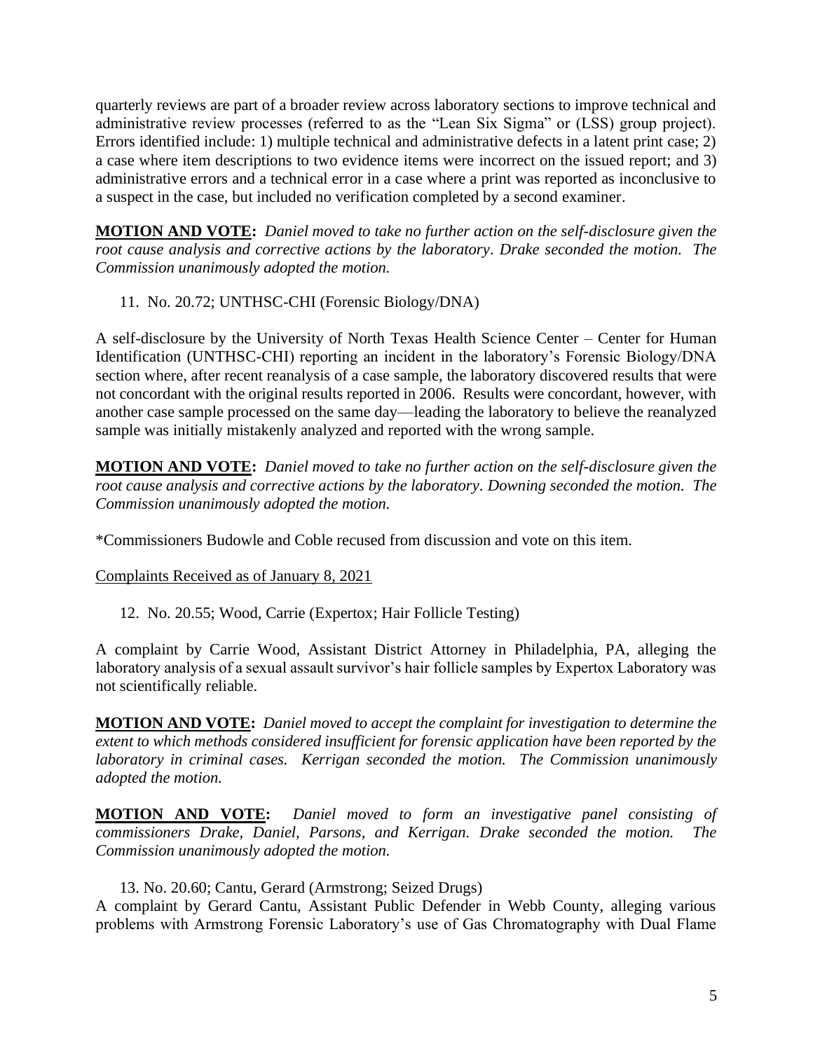quarterly reviews are part of a broader review across laboratory sections to improve technical and administrative review processes (referred to as the "Lean Six Sigma" or (LSS) group project). Errors identified include: 1) multiple technical and administrative defects in a latent print case; 2) a case where item descriptions to two evidence items were incorrect on the issued report; and 3) administrative errors and a technical error in a case where a print was reported as inconclusive to a suspect in the case, but included no verification completed by a second examiner.

**MOTION AND VOTE:** *Daniel moved to take no further action on the self-disclosure given the root cause analysis and corrective actions by the laboratory. Drake seconded the motion. The Commission unanimously adopted the motion.*

11. No. 20.72; UNTHSC-CHI (Forensic Biology/DNA)

A self-disclosure by the University of North Texas Health Science Center – Center for Human Identification (UNTHSC-CHI) reporting an incident in the laboratory's Forensic Biology/DNA section where, after recent reanalysis of a case sample, the laboratory discovered results that were not concordant with the original results reported in 2006. Results were concordant, however, with another case sample processed on the same day—leading the laboratory to believe the reanalyzed sample was initially mistakenly analyzed and reported with the wrong sample.

**MOTION AND VOTE:** *Daniel moved to take no further action on the self-disclosure given the root cause analysis and corrective actions by the laboratory. Downing seconded the motion. The Commission unanimously adopted the motion.*

*Commissioners Budowle and Coble recused from discussion and vote on this item.

Complaints Received as of January 8, 2021

12. No. 20.55; Wood, Carrie (Expertox; Hair Follicle Testing)

A complaint by Carrie Wood, Assistant District Attorney in Philadelphia, PA, alleging the laboratory analysis of a sexual assault survivor's hair follicle samples by Expertox Laboratory was not scientifically reliable.

**MOTION AND VOTE:** *Daniel moved to accept the complaint for investigation to determine the extent to which methods considered insufficient for forensic application have been reported by the laboratory in criminal cases. Kerrigan seconded the motion. The Commission unanimously adopted the motion.*

**MOTION AND VOTE:** *Daniel moved to form an investigative panel consisting of commissioners Drake, Daniel, Parsons, and Kerrigan. Drake seconded the motion. The Commission unanimously adopted the motion.*

13. No. 20.60; Cantu, Gerard (Armstrong; Seized Drugs)

A complaint by Gerard Cantu, Assistant Public Defender in Webb County, alleging various problems with Armstrong Forensic Laboratory's use of Gas Chromatography with Dual Flame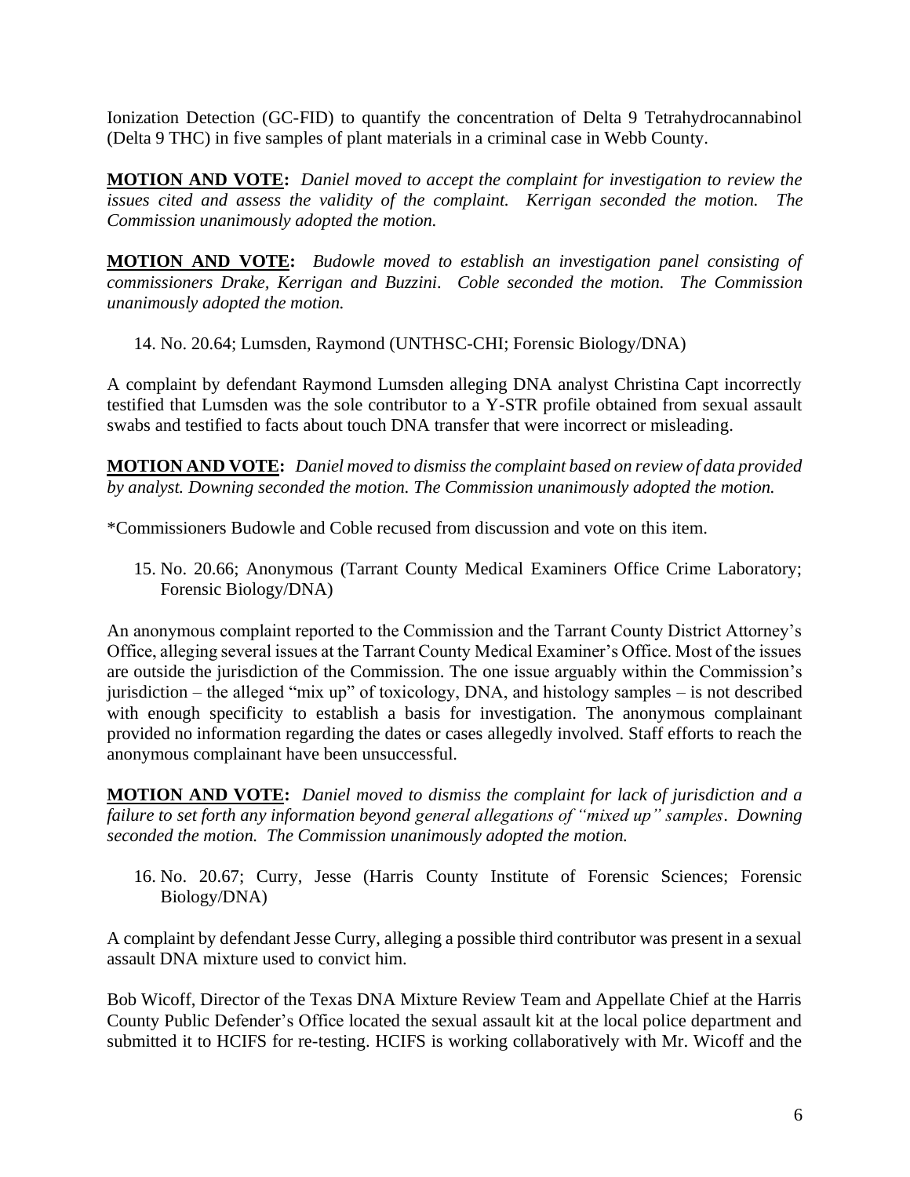Ionization Detection (GC-FID) to quantify the concentration of Delta 9 Tetrahydrocannabinol (Delta 9 THC) in five samples of plant materials in a criminal case in Webb County.

**MOTION AND VOTE:** *Daniel moved to accept the complaint for investigation to review the issues cited and assess the validity of the complaint. Kerrigan seconded the motion. The Commission unanimously adopted the motion.*

**MOTION AND VOTE:** *Budowle moved to establish an investigation panel consisting of commissioners Drake, Kerrigan and Buzzini. Coble seconded the motion. The Commission unanimously adopted the motion.*

14. No. 20.64; Lumsden, Raymond (UNTHSC-CHI; Forensic Biology/DNA)

A complaint by defendant Raymond Lumsden alleging DNA analyst Christina Capt incorrectly testified that Lumsden was the sole contributor to a Y-STR profile obtained from sexual assault swabs and testified to facts about touch DNA transfer that were incorrect or misleading.

**MOTION AND VOTE:** *Daniel moved to dismiss the complaint based on review of data provided by analyst. Downing seconded the motion. The Commission unanimously adopted the motion.*

*Commissioners Budowle and Coble recused from discussion and vote on this item.

15. No. 20.66; Anonymous (Tarrant County Medical Examiners Office Crime Laboratory; Forensic Biology/DNA)

An anonymous complaint reported to the Commission and the Tarrant County District Attorney's Office, alleging several issues at the Tarrant County Medical Examiner's Office. Most of the issues are outside the jurisdiction of the Commission. The one issue arguably within the Commission's jurisdiction – the alleged "mix up" of toxicology, DNA, and histology samples – is not described with enough specificity to establish a basis for investigation. The anonymous complainant provided no information regarding the dates or cases allegedly involved. Staff efforts to reach the anonymous complainant have been unsuccessful.

**MOTION AND VOTE:** *Daniel moved to dismiss the complaint for lack of jurisdiction and a failure to set forth any information beyond general allegations of "mixed up" samples. Downing seconded the motion. The Commission unanimously adopted the motion.*

16. No. 20.67; Curry, Jesse (Harris County Institute of Forensic Sciences; Forensic Biology/DNA)

A complaint by defendant Jesse Curry, alleging a possible third contributor was present in a sexual assault DNA mixture used to convict him.

Bob Wicoff, Director of the Texas DNA Mixture Review Team and Appellate Chief at the Harris County Public Defender's Office located the sexual assault kit at the local police department and submitted it to HCIFS for re-testing. HCIFS is working collaboratively with Mr. Wicoff and the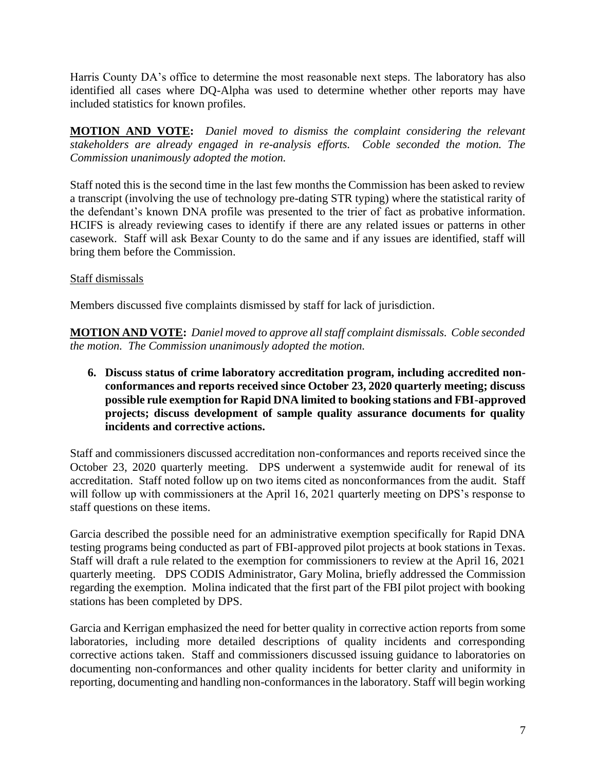Harris County DA's office to determine the most reasonable next steps. The laboratory has also identified all cases where DQ-Alpha was used to determine whether other reports may have included statistics for known profiles.

**MOTION AND VOTE:** *Daniel moved to dismiss the complaint considering the relevant stakeholders are already engaged in re-analysis efforts. Coble seconded the motion. The Commission unanimously adopted the motion.*

Staff noted this is the second time in the last few months the Commission has been asked to review a transcript (involving the use of technology pre-dating STR typing) where the statistical rarity of the defendant's known DNA profile was presented to the trier of fact as probative information. HCIFS is already reviewing cases to identify if there are any related issues or patterns in other casework. Staff will ask Bexar County to do the same and if any issues are identified, staff will bring them before the Commission.

Staff dismissals

Members discussed five complaints dismissed by staff for lack of jurisdiction.

**MOTION AND VOTE:** *Daniel moved to approve all staff complaint dismissals. Coble seconded the motion. The Commission unanimously adopted the motion.*

**6. Discuss status of crime laboratory accreditation program, including accredited non-conformances and reports received since October 23, 2020 quarterly meeting; discuss possible rule exemption for Rapid DNA limited to booking stations and FBI-approved projects; discuss development of sample quality assurance documents for quality incidents and corrective actions.**

Staff and commissioners discussed accreditation non-conformances and reports received since the October 23, 2020 quarterly meeting. DPS underwent a systemwide audit for renewal of its accreditation. Staff noted follow up on two items cited as nonconformances from the audit. Staff will follow up with commissioners at the April 16, 2021 quarterly meeting on DPS's response to staff questions on these items.

Garcia described the possible need for an administrative exemption specifically for Rapid DNA testing programs being conducted as part of FBI-approved pilot projects at book stations in Texas. Staff will draft a rule related to the exemption for commissioners to review at the April 16, 2021 quarterly meeting. DPS CODIS Administrator, Gary Molina, briefly addressed the Commission regarding the exemption. Molina indicated that the first part of the FBI pilot project with booking stations has been completed by DPS.

Garcia and Kerrigan emphasized the need for better quality in corrective action reports from some laboratories, including more detailed descriptions of quality incidents and corresponding corrective actions taken. Staff and commissioners discussed issuing guidance to laboratories on documenting non-conformances and other quality incidents for better clarity and uniformity in reporting, documenting and handling non-conformances in the laboratory. Staff will begin working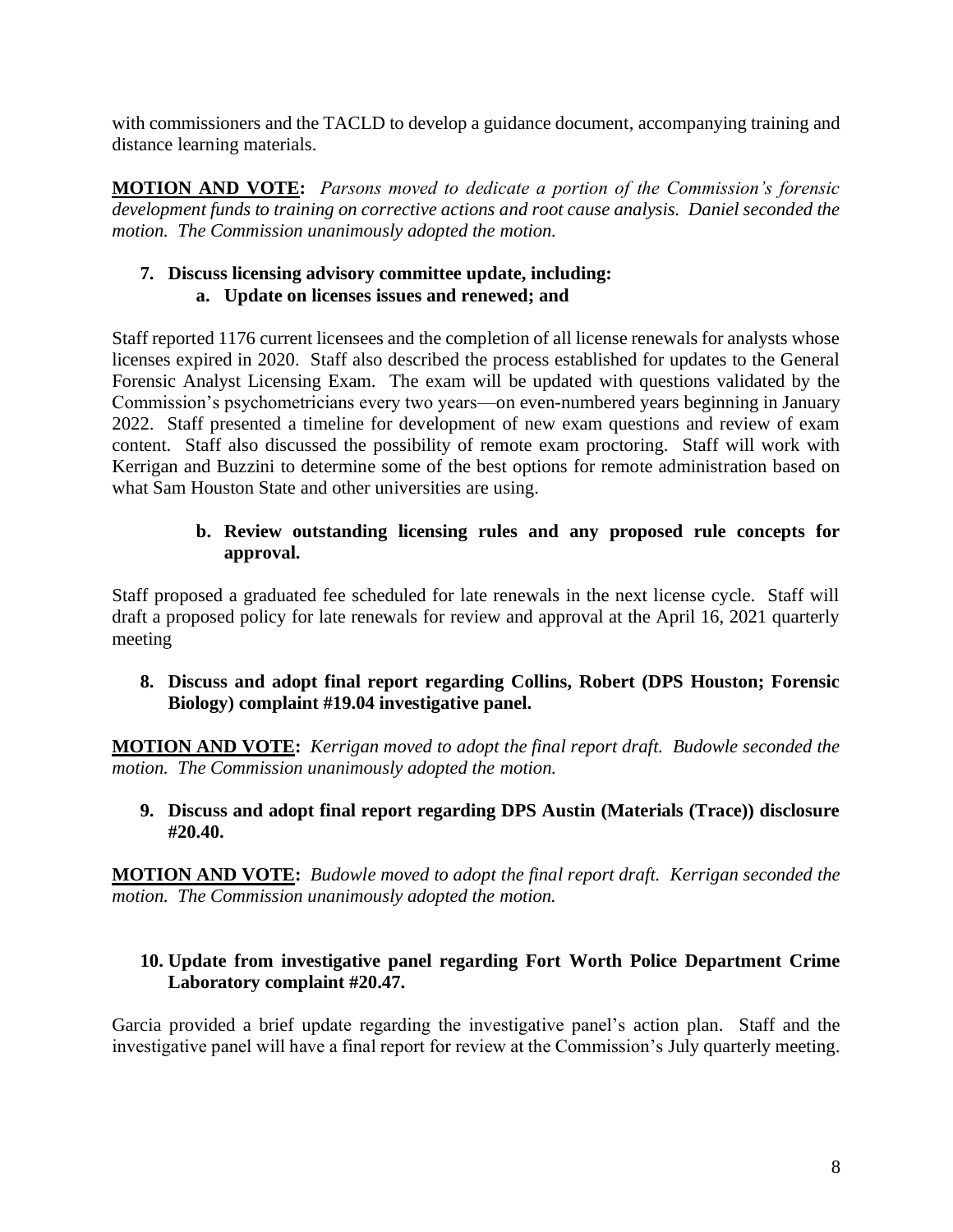with commissioners and the TACLD to develop a guidance document, accompanying training and distance learning materials.

**MOTION AND VOTE:** *Parsons moved to dedicate a portion of the Commission's forensic development funds to training on corrective actions and root cause analysis. Daniel seconded the motion. The Commission unanimously adopted the motion.*

**7. Discuss licensing advisory committee update, including:**

**a. Update on licenses issues and renewed; and**

Staff reported 1176 current licensees and the completion of all license renewals for analysts whose licenses expired in 2020. Staff also described the process established for updates to the General Forensic Analyst Licensing Exam. The exam will be updated with questions validated by the Commission's psychometricians every two years—on even-numbered years beginning in January 2022. Staff presented a timeline for development of new exam questions and review of exam content. Staff also discussed the possibility of remote exam proctoring. Staff will work with Kerrigan and Buzzini to determine some of the best options for remote administration based on what Sam Houston State and other universities are using.

**b. Review outstanding licensing rules and any proposed rule concepts for approval.**

Staff proposed a graduated fee scheduled for late renewals in the next license cycle. Staff will draft a proposed policy for late renewals for review and approval at the April 16, 2021 quarterly meeting

**8. Discuss and adopt final report regarding Collins, Robert (DPS Houston; Forensic Biology) complaint #19.04 investigative panel.**

**MOTION AND VOTE:** *Kerrigan moved to adopt the final report draft. Budowle seconded the motion. The Commission unanimously adopted the motion.*

**9. Discuss and adopt final report regarding DPS Austin (Materials (Trace)) disclosure #20.40.**

**MOTION AND VOTE:** *Budowle moved to adopt the final report draft. Kerrigan seconded the motion. The Commission unanimously adopted the motion.*

**10. Update from investigative panel regarding Fort Worth Police Department Crime Laboratory complaint #20.47.**

Garcia provided a brief update regarding the investigative panel's action plan. Staff and the investigative panel will have a final report for review at the Commission's July quarterly meeting.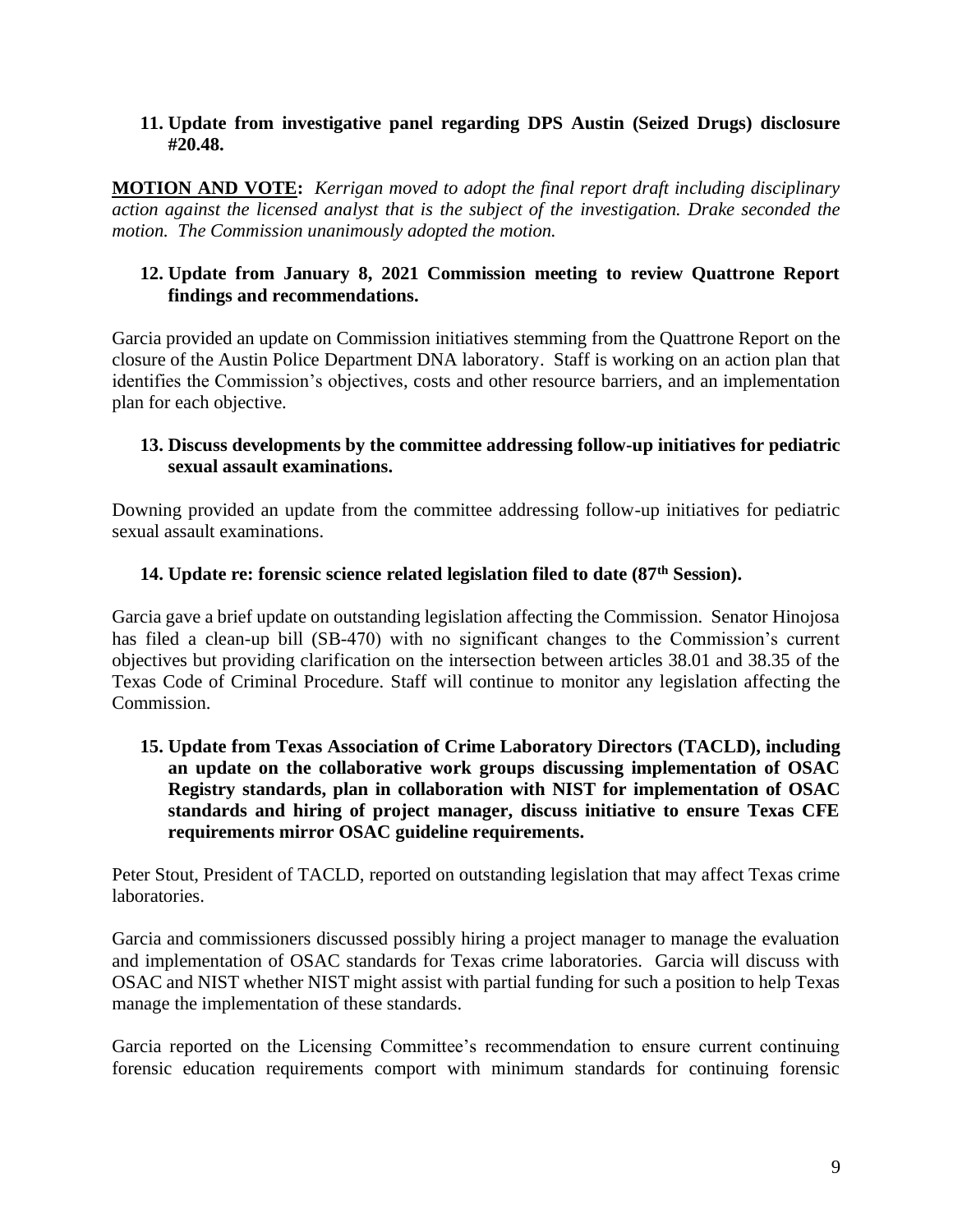**11. Update from investigative panel regarding DPS Austin (Seized Drugs) disclosure #20.48.**

**MOTION AND VOTE:** *Kerrigan moved to adopt the final report draft including disciplinary action against the licensed analyst that is the subject of the investigation. Drake seconded the motion. The Commission unanimously adopted the motion.*

**12. Update from January 8, 2021 Commission meeting to review Quattrone Report findings and recommendations.**

Garcia provided an update on Commission initiatives stemming from the Quattrone Report on the closure of the Austin Police Department DNA laboratory. Staff is working on an action plan that identifies the Commission's objectives, costs and other resource barriers, and an implementation plan for each objective.

**13. Discuss developments by the committee addressing follow-up initiatives for pediatric sexual assault examinations.**

Downing provided an update from the committee addressing follow-up initiatives for pediatric sexual assault examinations.

**14. Update re: forensic science related legislation filed to date (87th Session).**

Garcia gave a brief update on outstanding legislation affecting the Commission. Senator Hinojosa has filed a clean-up bill (SB-470) with no significant changes to the Commission's current objectives but providing clarification on the intersection between articles 38.01 and 38.35 of the Texas Code of Criminal Procedure. Staff will continue to monitor any legislation affecting the Commission.

**15. Update from Texas Association of Crime Laboratory Directors (TACLD), including an update on the collaborative work groups discussing implementation of OSAC Registry standards, plan in collaboration with NIST for implementation of OSAC standards and hiring of project manager, discuss initiative to ensure Texas CFE requirements mirror OSAC guideline requirements.**

Peter Stout, President of TACLD, reported on outstanding legislation that may affect Texas crime laboratories.

Garcia and commissioners discussed possibly hiring a project manager to manage the evaluation and implementation of OSAC standards for Texas crime laboratories. Garcia will discuss with OSAC and NIST whether NIST might assist with partial funding for such a position to help Texas manage the implementation of these standards.

Garcia reported on the Licensing Committee's recommendation to ensure current continuing forensic education requirements comport with minimum standards for continuing forensic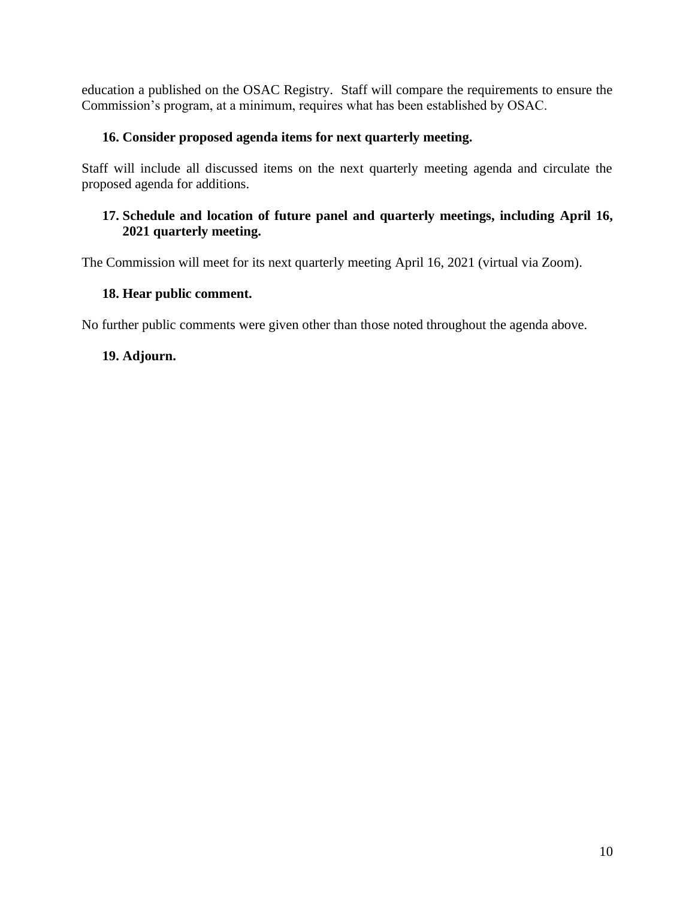education a published on the OSAC Registry. Staff will compare the requirements to ensure the Commission's program, at a minimum, requires what has been established by OSAC.

### 16. Consider proposed agenda items for next quarterly meeting.

Staff will include all discussed items on the next quarterly meeting agenda and circulate the proposed agenda for additions.

### 17. Schedule and location of future panel and quarterly meetings, including April 16, 2021 quarterly meeting.

The Commission will meet for its next quarterly meeting April 16, 2021 (virtual via Zoom).

### 18. Hear public comment.

No further public comments were given other than those noted throughout the agenda above.

### 19. Adjourn.